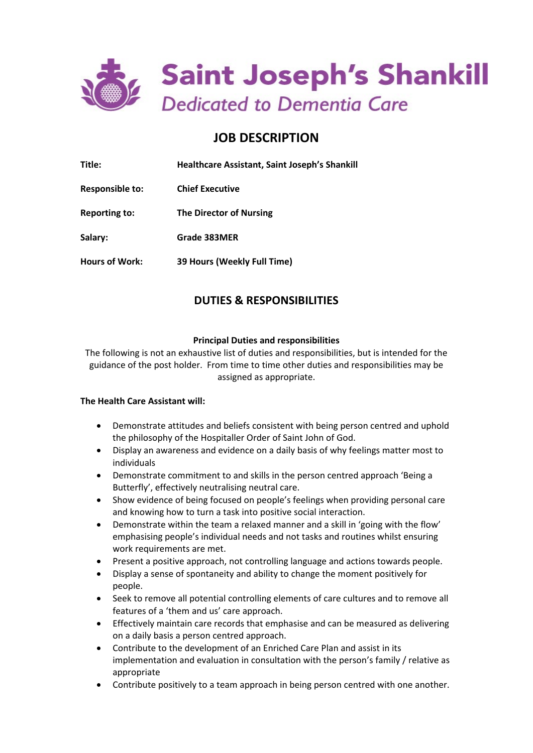# Saint Joseph's Shankill

*Dedicated to Dementia Care*

## JOB DESCRIPTION

| | |
|---|---|
| **Title:** | **Healthcare Assistant, Saint Joseph's Shankill** |
| **Responsible to:** | **Chief Executive** |
| **Reporting to:** | **The Director of Nursing** |
| **Salary:** | **Grade 383MER** |
| **Hours of Work:** | **39 Hours (Weekly Full Time)** |

## DUTIES & RESPONSIBILITIES

### Principal Duties and responsibilities

The following is not an exhaustive list of duties and responsibilities, but is intended for the guidance of the post holder. From time to time other duties and responsibilities may be assigned as appropriate.

**The Health Care Assistant will:**

- Demonstrate attitudes and beliefs consistent with being person centred and uphold the philosophy of the Hospitaller Order of Saint John of God.
- Display an awareness and evidence on a daily basis of why feelings matter most to individuals
- Demonstrate commitment to and skills in the person centred approach 'Being a Butterfly', effectively neutralising neutral care.
- Show evidence of being focused on people's feelings when providing personal care and knowing how to turn a task into positive social interaction.
- Demonstrate within the team a relaxed manner and a skill in 'going with the flow' emphasising people's individual needs and not tasks and routines whilst ensuring work requirements are met.
- Present a positive approach, not controlling language and actions towards people.
- Display a sense of spontaneity and ability to change the moment positively for people.
- Seek to remove all potential controlling elements of care cultures and to remove all features of a 'them and us' care approach.
- Effectively maintain care records that emphasise and can be measured as delivering on a daily basis a person centred approach.
- Contribute to the development of an Enriched Care Plan and assist in its implementation and evaluation in consultation with the person's family / relative as appropriate
- Contribute positively to a team approach in being person centred with one another.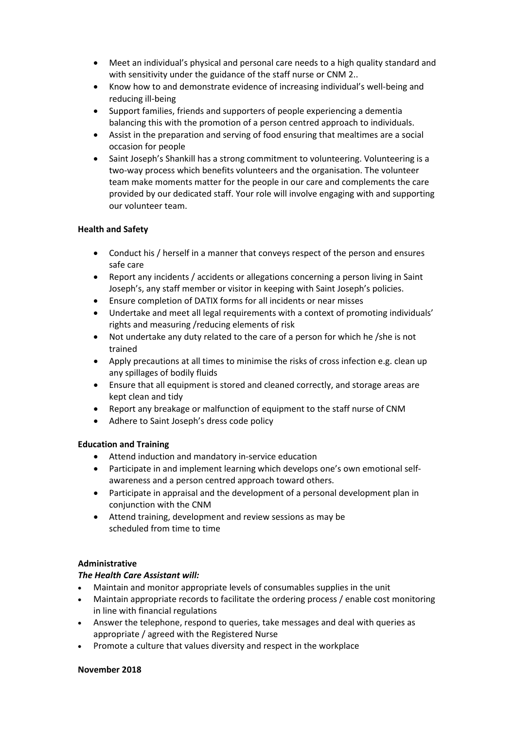- Meet an individual's physical and personal care needs to a high quality standard and with sensitivity under the guidance of the staff nurse or CNM 2..
- Know how to and demonstrate evidence of increasing individual's well-being and reducing ill-being
- Support families, friends and supporters of people experiencing a dementia balancing this with the promotion of a person centred approach to individuals.
- Assist in the preparation and serving of food ensuring that mealtimes are a social occasion for people
- Saint Joseph's Shankill has a strong commitment to volunteering. Volunteering is a two-way process which benefits volunteers and the organisation. The volunteer team make moments matter for the people in our care and complements the care provided by our dedicated staff. Your role will involve engaging with and supporting our volunteer team.

**Health and Safety**

- Conduct his / herself in a manner that conveys respect of the person and ensures safe care
- Report any incidents / accidents or allegations concerning a person living in Saint Joseph's, any staff member or visitor in keeping with Saint Joseph's policies.
- Ensure completion of DATIX forms for all incidents or near misses
- Undertake and meet all legal requirements with a context of promoting individuals' rights and measuring /reducing elements of risk
- Not undertake any duty related to the care of a person for which he /she is not trained
- Apply precautions at all times to minimise the risks of cross infection e.g. clean up any spillages of bodily fluids
- Ensure that all equipment is stored and cleaned correctly, and storage areas are kept clean and tidy
- Report any breakage or malfunction of equipment to the staff nurse of CNM
- Adhere to Saint Joseph's dress code policy

**Education and Training**

- Attend induction and mandatory in-service education
- Participate in and implement learning which develops one's own emotional self-awareness and a person centred approach toward others.
- Participate in appraisal and the development of a personal development plan in conjunction with the CNM
- Attend training, development and review sessions as may be scheduled from time to time

**Administrative**

***The Health Care Assistant will:***

- Maintain and monitor appropriate levels of consumables supplies in the unit
- Maintain appropriate records to facilitate the ordering process / enable cost monitoring in line with financial regulations
- Answer the telephone, respond to queries, take messages and deal with queries as appropriate / agreed with the Registered Nurse
- Promote a culture that values diversity and respect in the workplace

**November 2018**